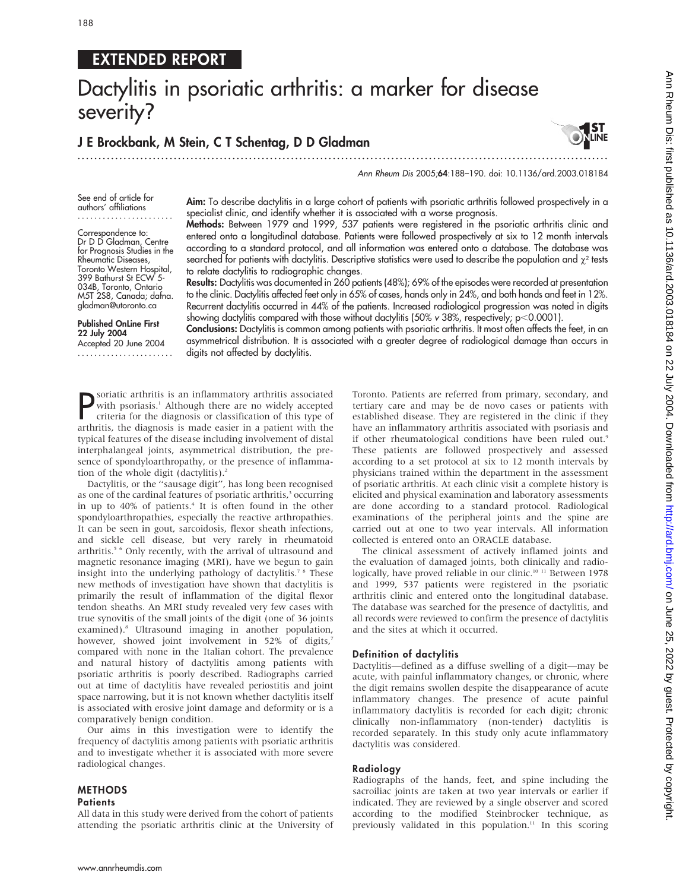EXTENDED REPORT

# Dactylitis in psoriatic arthritis: a marker for disease severity?

**J E Brockbank, M Stein, C T Schentag, D D Gladman**

*Ann Rheum Dis* 2005;**64**:188–190. doi: 10.1136/ard.2003.018184

See end of article for authors' affiliations

Correspondence to: Dr D D Gladman, Centre for Prognosis Studies in the Rheumatic Diseases, Toronto Western Hospital, 399 Bathurst St ECW 5-034B, Toronto, Ontario M5T 2S8, Canada; dafna.gladman@utoronto.ca

**Published OnLine First 22 July 2004**

Accepted 20 June 2004

**Aim:** To describe dactylitis in a large cohort of patients with psoriatic arthritis followed prospectively in a specialist clinic, and identify whether it is associated with a worse prognosis.

**Methods:** Between 1979 and 1999, 537 patients were registered in the psoriatic arthritis clinic and entered onto a longitudinal database. Patients were followed prospectively at six to 12 month intervals according to a standard protocol, and all information was entered onto a database. The database was searched for patients with dactylitis. Descriptive statistics were used to describe the population and $\chi^2$ tests to relate dactylitis to radiographic changes.

**Results:** Dactylitis was documented in 260 patients (48%); 69% of the episodes were recorded at presentation to the clinic. Dactylitis affected feet only in 65% of cases, hands only in 24%, and both hands and feet in 12%. Recurrent dactylitis occurred in 44% of the patients. Increased radiological progression was noted in digits showing dactylitis compared with those without dactylitis (50% *v* 38%, respectively; $p<0.0001$).

**Conclusions:** Dactylitis is common among patients with psoriatic arthritis. It most often affects the feet, in an asymmetrical distribution. It is associated with a greater degree of radiological damage than occurs in digits not affected by dactylitis.

Psoriatic arthritis is an inflammatory arthritis associated with psoriasis.[1] Although there are no widely accepted criteria for the diagnosis or classification of this type of arthritis, the diagnosis is made easier in a patient with the typical features of the disease including involvement of distal interphalangeal joints, asymmetrical distribution, the presence of spondyloarthropathy, or the presence of inflammation of the whole digit (dactylitis).[2]

Dactylitis, or the "sausage digit", has long been recognised as one of the cardinal features of psoriatic arthritis,[3] occurring in up to 40% of patients.[4] It is often found in the other spondyloarthropathies, especially the reactive arthropathies. It can be seen in gout, sarcoidosis, flexor sheath infections, and sickle cell disease, but very rarely in rheumatoid arthritis.[5 6] Only recently, with the arrival of ultrasound and magnetic resonance imaging (MRI), have we begun to gain insight into the underlying pathology of dactylitis.[7 8] These new methods of investigation have shown that dactylitis is primarily the result of inflammation of the digital flexor tendon sheaths. An MRI study revealed very few cases with true synovitis of the small joints of the digit (one of 36 joints examined).[8] Ultrasound imaging in another population, however, showed joint involvement in 52% of digits,[7] compared with none in the Italian cohort. The prevalence and natural history of dactylitis among patients with psoriatic arthritis is poorly described. Radiographs carried out at time of dactylitis have revealed periostitis and joint space narrowing, but it is not known whether dactylitis itself is associated with erosive joint damage and deformity or is a comparatively benign condition.

Our aims in this investigation were to identify the frequency of dactylitis among patients with psoriatic arthritis and to investigate whether it is associated with more severe radiological changes.

## METHODS

### Patients

All data in this study were derived from the cohort of patients attending the psoriatic arthritis clinic at the University of Toronto. Patients are referred from primary, secondary, and tertiary care and may be de novo cases or patients with established disease. They are registered in the clinic if they have an inflammatory arthritis associated with psoriasis and if other rheumatological conditions have been ruled out.[9] These patients are followed prospectively and assessed according to a set protocol at six to 12 month intervals by physicians trained within the department in the assessment of psoriatic arthritis. At each clinic visit a complete history is elicited and physical examination and laboratory assessments are done according to a standard protocol. Radiological examinations of the peripheral joints and the spine are carried out at one to two year intervals. All information collected is entered onto an ORACLE database.

The clinical assessment of actively inflamed joints and the evaluation of damaged joints, both clinically and radiologically, have proved reliable in our clinic.[10 11] Between 1978 and 1999, 537 patients were registered in the psoriatic arthritis clinic and entered onto the longitudinal database. The database was searched for the presence of dactylitis, and all records were reviewed to confirm the presence of dactylitis and the sites at which it occurred.

### Definition of dactylitis

Dactylitis—defined as a diffuse swelling of a digit—may be acute, with painful inflammatory changes, or chronic, where the digit remains swollen despite the disappearance of acute inflammatory changes. The presence of acute painful inflammatory dactylitis is recorded for each digit; chronic clinically non-inflammatory (non-tender) dactylitis is recorded separately. In this study only acute inflammatory dactylitis was considered.

### Radiology

Radiographs of the hands, feet, and spine including the sacroiliac joints are taken at two year intervals or earlier if indicated. They are reviewed by a single observer and scored according to the modified Steinbrocker technique, as previously validated in this population.[11] In this scoring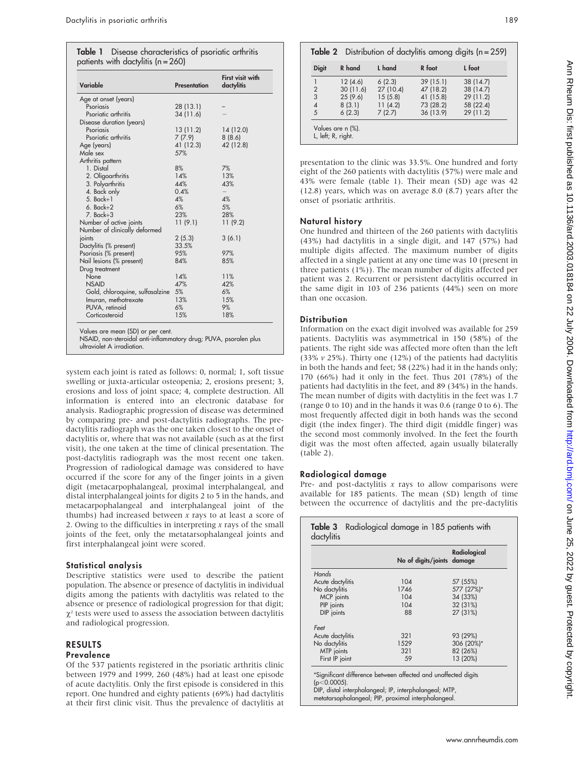**Table 1** Disease characteristics of psoriatic arthritis patients with dactylitis (n = 260)

| Variable | Presentation | First visit with dactylitis |
|---|---|---|
| Age at onset (years) | | |
| Psoriasis | 28 (13.1) | – |
| Psoriatic arthritis | 34 (11.6) | – |
| Disease duration (years) | | |
| Psoriasis | 13 (11.2) | 14 (12.0) |
| Psoriatic arthritis | 7 (7.9) | 8 (8.6) |
| Age (years) | 41 (12.3) | 42 (12.8) |
| Male sex | 57% | |
| Arthritis pattern | | |
| 1. Distal | 8% | 7% |
| 2. Oligoarthritis | 14% | 13% |
| 3. Polyarthritis | 44% | 43% |
| 4. Back only | 0.4% | – |
| 5. Back+1 | 4% | 4% |
| 6. Back+2 | 6% | 5% |
| 7. Back+3 | 23% | 28% |
| Number of active joints | 11 (9.1) | 11 (9.2) |
| Number of clinically deformed joints | 2 (5.3) | 3 (6.1) |
| Dactylitis (% present) | 33.5% | |
| Psoriasis (% present) | 95% | 97% |
| Nail lesions (% present) | 84% | 85% |
| Drug treatment | | |
| None | 14% | 11% |
| NSAID | 47% | 42% |
| Gold, chloroquine, sulfasalzine | 5% | 6% |
| Imuran, methotrexate | 13% | 15% |
| PUVA, retinoid | 6% | 9% |
| Corticosteroid | 15% | 18% |

Values are mean (SD) or per cent.
NSAID, non-steroidal anti-inflammatory drug; PUVA, psoralen plus ultraviolet A irradiation.

system each joint is rated as follows: 0, normal; 1, soft tissue swelling or juxta-articular osteopenia; 2, erosions present; 3, erosions and loss of joint space; 4, complete destruction. All information is entered into an electronic database for analysis. Radiographic progression of disease was determined by comparing pre- and post-dactylitis radiographs. The pre-dactylitis radiograph was the one taken closest to the onset of dactylitis or, where that was not available (such as at the first visit), the one taken at the time of clinical presentation. The post-dactylitis radiograph was the most recent one taken. Progression of radiological damage was considered to have occurred if the score for any of the finger joints in a given digit (metacarpophalangeal, proximal interphalangeal, and distal interphalangeal joints for digits 2 to 5 in the hands, and metacarpophalangeal and interphalangeal joint of the thumbs) had increased between *x* rays to at least a score of 2. Owing to the difficulties in interpreting *x* rays of the small joints of the feet, only the metatarsophalangeal joints and first interphalangeal joint were scored.

### Statistical analysis

Descriptive statistics were used to describe the patient population. The absence or presence of dactylitis in individual digits among the patients with dactylitis was related to the absence or presence of radiological progression for that digit; $\chi^2$ tests were used to assess the association between dactylitis and radiological progression.

## RESULTS

### Prevalence

Of the 537 patients registered in the psoriatic arthritis clinic between 1979 and 1999, 260 (48%) had at least one episode of acute dactylitis. Only the first episode is considered in this report. One hundred and eighty patients (69%) had dactylitis at their first clinic visit. Thus the prevalence of dactylitis at presentation to the clinic was 33.5%. One hundred and forty eight of the 260 patients with dactylitis (57%) were male and 43% were female (table 1). Their mean (SD) age was 42 (12.8) years, which was on average 8.0 (8.7) years after the onset of psoriatic arthritis.

**Table 2** Distribution of dactylitis among digits (n = 259)

| Digit | R hand | L hand | R foot | L foot |
|---|---|---|---|---|
| 1 | 12 (4.6) | 6 (2.3) | 39 (15.1) | 38 (14.7) |
| 2 | 30 (11.6) | 27 (10.4) | 47 (18.2) | 38 (14.7) |
| 3 | 25 (9.6) | 15 (5.8) | 41 (15.8) | 29 (11.2) |
| 4 | 8 (3.1) | 11 (4.2) | 73 (28.2) | 58 (22.4) |
| 5 | 6 (2.3) | 7 (2.7) | 36 (13.9) | 29 (11.2) |

Values are n (%).
L, left; R, right.

### Natural history

One hundred and thirteen of the 260 patients with dactylitis (43%) had dactylitis in a single digit, and 147 (57%) had multiple digits affected. The maximum number of digits affected in a single patient at any one time was 10 (present in three patients (1%)). The mean number of digits affected per patient was 2. Recurrent or persistent dactylitis occurred in the same digit in 103 of 236 patients (44%) seen on more than one occasion.

### Distribution

Information on the exact digit involved was available for 259 patients. Dactylitis was asymmetrical in 150 (58%) of the patients. The right side was affected more often than the left (33% *v* 25%). Thirty one (12%) of the patients had dactylitis in both the hands and feet; 58 (22%) had it in the hands only; 170 (66%) had it only in the feet. Thus 201 (78%) of the patients had dactylitis in the feet, and 89 (34%) in the hands. The mean number of digits with dactylitis in the feet was 1.7 (range 0 to 10) and in the hands it was 0.6 (range 0 to 6). The most frequently affected digit in both hands was the second digit (the index finger). The third digit (middle finger) was the second most commonly involved. In the feet the fourth digit was the most often affected, again usually bilaterally (table 2).

### Radiological damage

Pre- and post-dactylitis *x* rays to allow comparisons were available for 185 patients. The mean (SD) length of time between the occurrence of dactylitis and the pre-dactylitis

**Table 3** Radiological damage in 185 patients with dactylitis

| | No of digits/joints | Radiological damage |
|---|---|---|
| *Hands* | | |
| Acute dactylitis | 104 | 57 (55%) |
| No dactylitis | 1746 | 577 (27%)* |
| MCP joints | 104 | 34 (33%) |
| PIP joints | 104 | 32 (31%) |
| DIP joints | 88 | 27 (31%) |
| *Feet* | | |
| Acute dactylitis | 321 | 93 (29%) |
| No dactylitis | 1529 | 306 (20%)* |
| MTP joints | 321 | 82 (26%) |
| First IP joint | 59 | 13 (20%) |

*Significant difference between affected and unaffected digits ($p<0.0005$).
DIP, distal interphalangeal; IP, interphalangeal; MTP, metatarsophalangeal; PIP, proximal interphalangeal.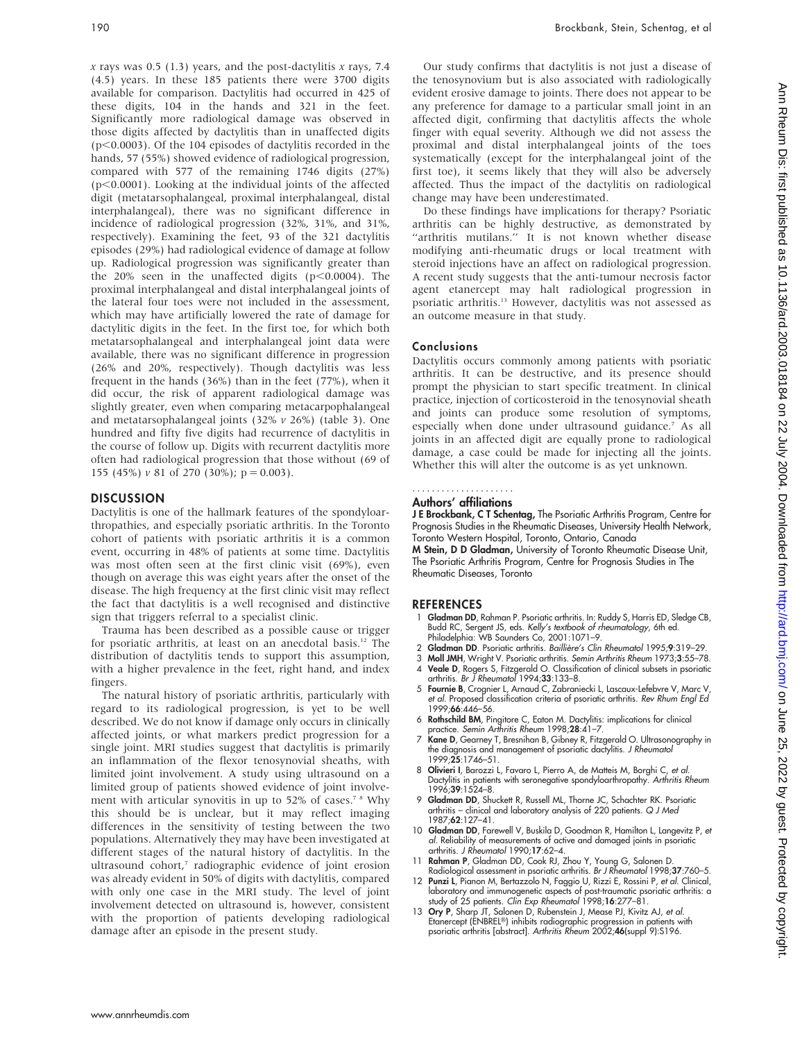*x* rays was 0.5 (1.3) years, and the post-dactylitis *x* rays, 7.4 (4.5) years. In these 185 patients there were 3700 digits available for comparison. Dactylitis had occurred in 425 of these digits, 104 in the hands and 321 in the feet. Significantly more radiological damage was observed in those digits affected by dactylitis than in unaffected digits ($p<0.0003$). Of the 104 episodes of dactylitis recorded in the hands, 57 (55%) showed evidence of radiological progression, compared with 577 of the remaining 1746 digits (27%) ($p<0.0001$). Looking at the individual joints of the affected digit (metatarsophalangeal, proximal interphalangeal, distal interphalangeal), there was no significant difference in incidence of radiological progression (32%, 31%, and 31%, respectively). Examining the feet, 93 of the 321 dactylitis episodes (29%) had radiological evidence of damage at follow up. Radiological progression was significantly greater than the 20% seen in the unaffected digits ($p<0.0004$). The proximal interphalangeal and distal interphalangeal joints of the lateral four toes were not included in the assessment, which may have artificially lowered the rate of damage for dactylitic digits in the feet. In the first toe, for which both metatarsophalangeal and interphalangeal joint data were available, there was no significant difference in progression (26% and 20%, respectively). Though dactylitis was less frequent in the hands (36%) than in the feet (77%), when it did occur, the risk of apparent radiological damage was slightly greater, even when comparing metacarpophalangeal and metatarsophalangeal joints (32% *v* 26%) (table 3). One hundred and fifty five digits had recurrence of dactylitis in the course of follow up. Digits with recurrent dactylitis more often had radiological progression that those without (69 of 155 (45%) *v* 81 of 270 (30%); $p = 0.003$).

## DISCUSSION

Dactylitis is one of the hallmark features of the spondyloarthropathies, and especially psoriatic arthritis. In the Toronto cohort of patients with psoriatic arthritis it is a common event, occurring in 48% of patients at some time. Dactylitis was most often seen at the first clinic visit (69%), even though on average this was eight years after the onset of the disease. The high frequency at the first clinic visit may reflect the fact that dactylitis is a well recognised and distinctive sign that triggers referral to a specialist clinic.

Trauma has been described as a possible cause or trigger for psoriatic arthritis, at least on an anecdotal basis.[12] The distribution of dactylitis tends to support this assumption, with a higher prevalence in the feet, right hand, and index fingers.

The natural history of psoriatic arthritis, particularly with regard to its radiological progression, is yet to be well described. We do not know if damage only occurs in clinically affected joints, or what markers predict progression for a single joint. MRI studies suggest that dactylitis is primarily an inflammation of the flexor tenosynovial sheaths, with limited joint involvement. A study using ultrasound on a limited group of patients showed evidence of joint involvement with articular synovitis in up to 52% of cases.[7 8] Why this should be is unclear, but it may reflect imaging differences in the sensitivity of testing between the two populations. Alternatively they may have been investigated at different stages of the natural history of dactylitis. In the ultrasound cohort,[7] radiographic evidence of joint erosion was already evident in 50% of digits with dactylitis, compared with only one case in the MRI study. The level of joint involvement detected on ultrasound is, however, consistent with the proportion of patients developing radiological damage after an episode in the present study.

Our study confirms that dactylitis is not just a disease of the tenosynovium but is also associated with radiologically evident erosive damage to joints. There does not appear to be any preference for damage to a particular small joint in an affected digit, confirming that dactylitis affects the whole finger with equal severity. Although we did not assess the proximal and distal interphalangeal joints of the toes systematically (except for the interphalangeal joint of the first toe), it seems likely that they will also be adversely affected. Thus the impact of the dactylitis on radiological change may have been underestimated.

Do these findings have implications for therapy? Psoriatic arthritis can be highly destructive, as demonstrated by "arthritis mutilans." It is not known whether disease modifying anti-rheumatic drugs or local treatment with steroid injections have an affect on radiological progression. A recent study suggests that the anti-tumour necrosis factor agent etanercept may halt radiological progression in psoriatic arthritis.[13] However, dactylitis was not assessed as an outcome measure in that study.

### Conclusions

Dactylitis occurs commonly among patients with psoriatic arthritis. It can be destructive, and its presence should prompt the physician to start specific treatment. In clinical practice, injection of corticosteroid in the tenosynovial sheath and joints can produce some resolution of symptoms, especially when done under ultrasound guidance.[7] As all joints in an affected digit are equally prone to radiological damage, a case could be made for injecting all the joints. Whether this will alter the outcome is as yet unknown.

### Authors' affiliations

**J E Brockbank, C T Schentag,** The Psoriatic Arthritis Program, Centre for Prognosis Studies in the Rheumatic Diseases, University Health Network, Toronto Western Hospital, Toronto, Ontario, Canada

**M Stein, D D Gladman,** University of Toronto Rheumatic Disease Unit, The Psoriatic Arthritis Program, Centre for Prognosis Studies in The Rheumatic Diseases, Toronto

## REFERENCES

1. **Gladman DD**, Rahman P. Psoriatic arthritis. In: Ruddy S, Harris ED, Sledge CB, Budd RC, Sergent JS, eds. *Kelly's textbook of rheumatology*, 6th ed. Philadelphia: WB Saunders Co, 2001:1071–9.
2. **Gladman DD**. Psoriatic arthritis. *Baillière's Clin Rheumatol* 1995;**9**:319–29.
3. **Moll JMH**, Wright V. Psoriatic arthritis. *Semin Arthritis Rheum* 1973;**3**:55–78.
4. **Veale D**, Rogers S, Fitzgerald O. Classification of clinical subsets in psoriatic arthritis. *Br J Rheumatol* 1994;**33**:133–8.
5. **Fournie B**, Crognier L, Arnaud C, Zabraniecki L, Lascaux-Lefebvre V, Marc V, *et al.* Proposed classification criteria of psoriatic arthritis. *Rev Rhum Engl Ed* 1999;**66**:446–56.
6. **Rothschild BM**, Pingitore C, Eaton M. Dactylitis: implications for clinical practice. *Semin Arthritis Rheum* 1998;**28**:41–7.
7. **Kane D**, Gearney T, Bresnihan B, Gibney R, Fitzgerald O. Ultrasonography in the diagnosis and management of psoriatic dactylitis. *J Rheumatol* 1999;**25**:1746–51.
8. **Olivieri I**, Barozzi L, Favaro L, Pierro A, de Matteis M, Borghi C, *et al.* Dactylitis in patients with seronegative spondyloarthropathy. *Arthritis Rheum* 1996;**39**:1524–8.
9. **Gladman DD**, Shuckett R, Russell ML, Thorne JC, Schachter RK. Psoriatic arthritis – clinical and laboratory analysis of 220 patients. *Q J Med* 1987;**62**:127–41.
10. **Gladman DD**, Farewell V, Buskila D, Goodman R, Hamilton L, Langevitz P, *et al.* Reliability of measurements of active and damaged joints in psoriatic arthritis. *J Rheumatol* 1990;**17**:62–4.
11. **Rahman P**, Gladman DD, Cook RJ, Zhou Y, Young G, Salonen D. Radiological assessment in psoriatic arthritis. *Br J Rheumatol* 1998;**37**:760–5.
12. **Punzi L**, Pianon M, Bertazzolo N, Faggio U, Rizzi E, Rossini P, *et al.* Clinical, laboratory and immunogenetic aspects of post-traumatic psoriatic arthritis: a study of 25 patients. *Clin Exp Rheumatol* 1998;**16**:277–81.
13. **Ory P**, Sharp JT, Salonen D, Rubenstein J, Mease PJ, Kivitz AJ, *et al.* Etanercept (ENBREL®) inhibits radiographic progression in patients with psoriatic arthritis [abstract]. *Arthritis Rheum* 2002;**46**(suppl 9):S196.